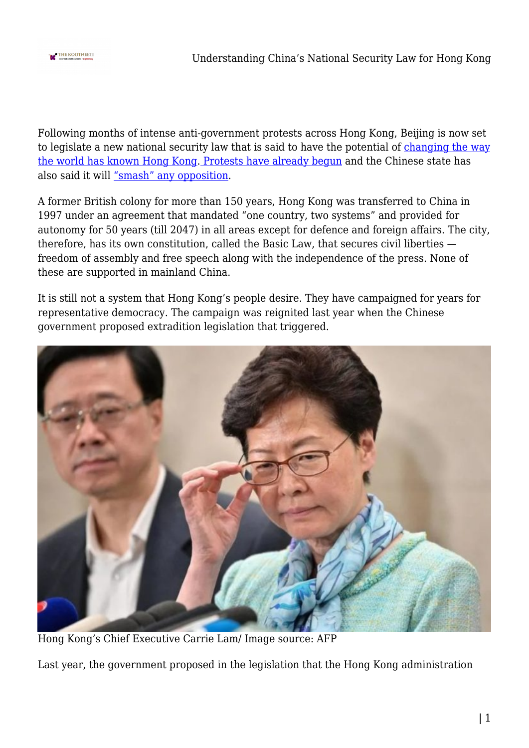Following months of intense anti-government protests across Hong Kong, Beijing is now set to legislate a new national security law that is said to have the potential of changing the way the world has known Hong Kong. Protests have already begun and the Chinese state has also said it will "smash" any opposition.

A former British colony for more than 150 years, Hong Kong was transferred to China in 1997 under an agreement that mandated "one country, two systems" and provided for autonomy for 50 years (till 2047) in all areas except for defence and foreign affairs. The city, therefore, has its own constitution, called the Basic Law, that secures civil liberties — freedom of assembly and free speech along with the independence of the press. None of these are supported in mainland China.

It is still not a system that Hong Kong's people desire. They have campaigned for years for representative democracy. The campaign was reignited last year when the Chinese government proposed extradition legislation that triggered.

Hong Kong's Chief Executive Carrie Lam/ Image source: AFP

Last year, the government proposed in the legislation that the Hong Kong administration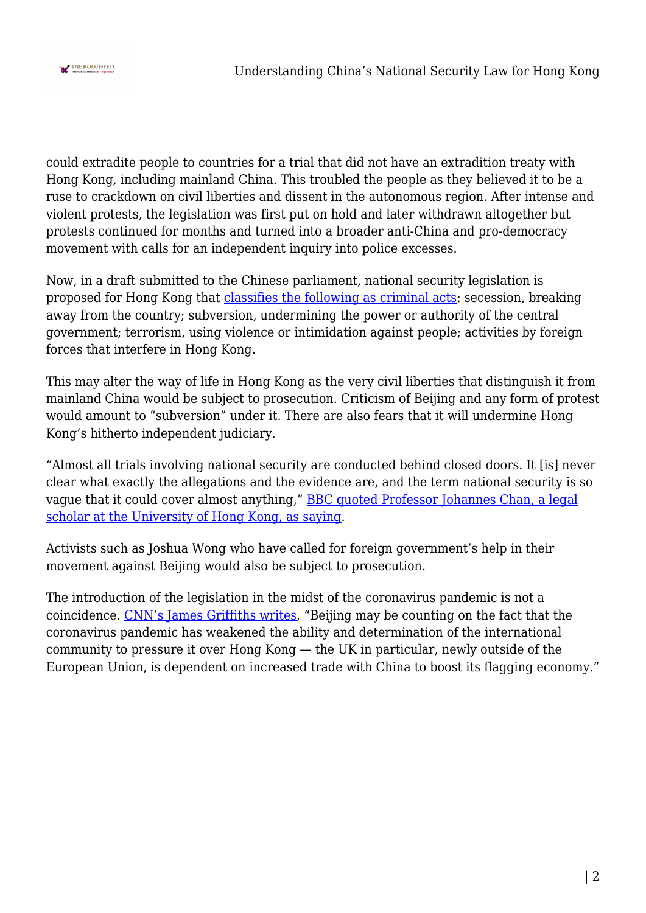could extradite people to countries for a trial that did not have an extradition treaty with Hong Kong, including mainland China. This troubled the people as they believed it to be a ruse to crackdown on civil liberties and dissent in the autonomous region. After intense and violent protests, the legislation was first put on hold and later withdrawn altogether but protests continued for months and turned into a broader anti-China and pro-democracy movement with calls for an independent inquiry into police excesses.

Now, in a draft submitted to the Chinese parliament, national security legislation is proposed for Hong Kong that classifies the following as criminal acts: secession, breaking away from the country; subversion, undermining the power or authority of the central government; terrorism, using violence or intimidation against people; activities by foreign forces that interfere in Hong Kong.

This may alter the way of life in Hong Kong as the very civil liberties that distinguish it from mainland China would be subject to prosecution. Criticism of Beijing and any form of protest would amount to "subversion" under it. There are also fears that it will undermine Hong Kong's hitherto independent judiciary.

"Almost all trials involving national security are conducted behind closed doors. It [is] never clear what exactly the allegations and the evidence are, and the term national security is so vague that it could cover almost anything," BBC quoted Professor Johannes Chan, a legal scholar at the University of Hong Kong, as saying.

Activists such as Joshua Wong who have called for foreign government's help in their movement against Beijing would also be subject to prosecution.

The introduction of the legislation in the midst of the coronavirus pandemic is not a coincidence. CNN's James Griffiths writes, "Beijing may be counting on the fact that the coronavirus pandemic has weakened the ability and determination of the international community to pressure it over Hong Kong — the UK in particular, newly outside of the European Union, is dependent on increased trade with China to boost its flagging economy."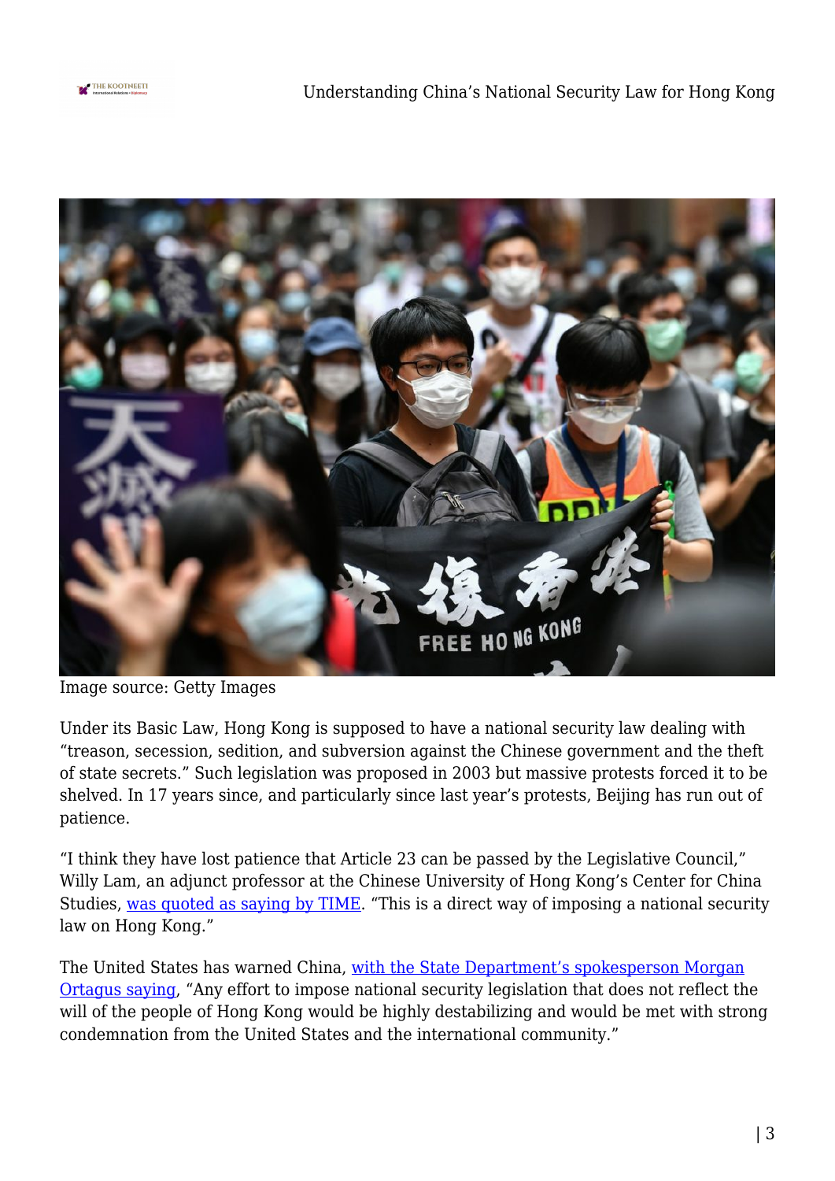Image source: Getty Images

Under its Basic Law, Hong Kong is supposed to have a national security law dealing with "treason, secession, sedition, and subversion against the Chinese government and the theft of state secrets." Such legislation was proposed in 2003 but massive protests forced it to be shelved. In 17 years since, and particularly since last year's protests, Beijing has run out of patience.

"I think they have lost patience that Article 23 can be passed by the Legislative Council," Willy Lam, an adjunct professor at the Chinese University of Hong Kong's Center for China Studies, was quoted as saying by TIME. "This is a direct way of imposing a national security law on Hong Kong."

The United States has warned China, with the State Department's spokesperson Morgan Ortagus saying, "Any effort to impose national security legislation that does not reflect the will of the people of Hong Kong would be highly destabilizing and would be met with strong condemnation from the United States and the international community."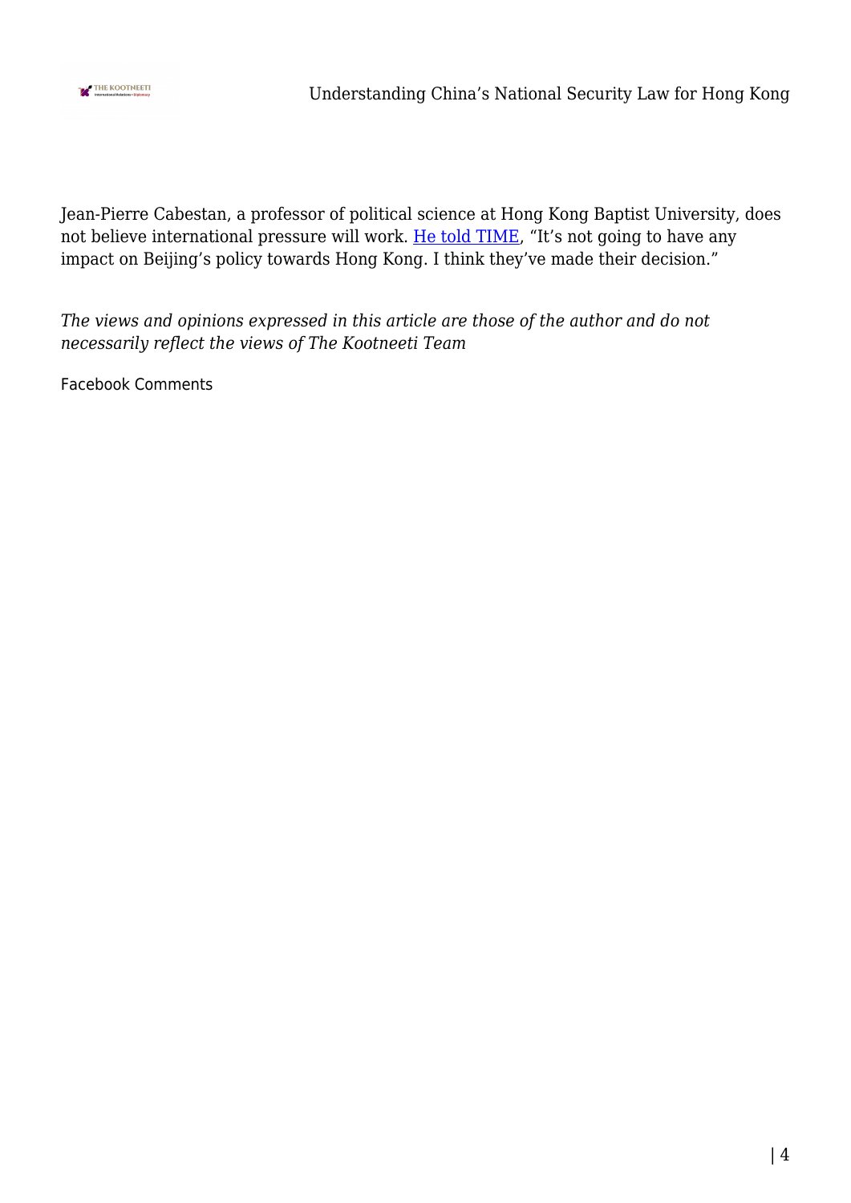Jean-Pierre Cabestan, a professor of political science at Hong Kong Baptist University, does not believe international pressure will work. He told TIME, "It's not going to have any impact on Beijing's policy towards Hong Kong. I think they've made their decision."

*The views and opinions expressed in this article are those of the author and do not necessarily reflect the views of The Kootneeti Team*

Facebook Comments